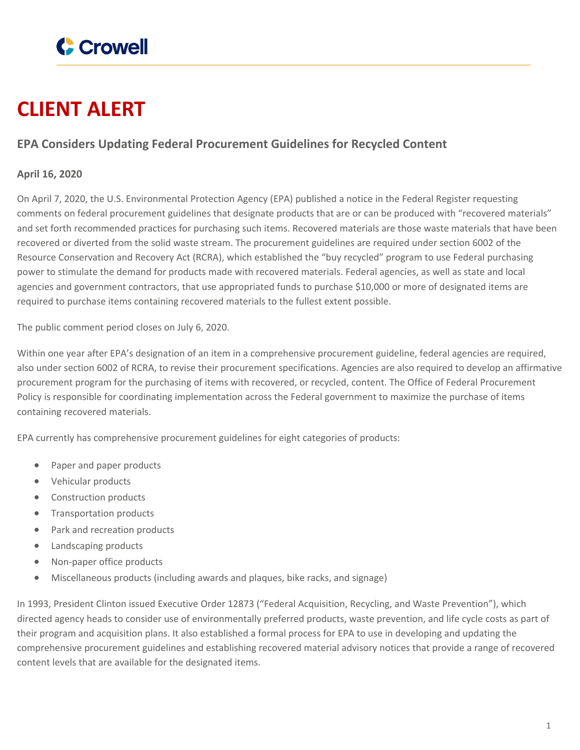# CLIENT ALERT

## EPA Considers Updating Federal Procurement Guidelines for Recycled Content

**April 16, 2020**

On April 7, 2020, the U.S. Environmental Protection Agency (EPA) published a notice in the Federal Register requesting comments on federal procurement guidelines that designate products that are or can be produced with "recovered materials" and set forth recommended practices for purchasing such items. Recovered materials are those waste materials that have been recovered or diverted from the solid waste stream. The procurement guidelines are required under section 6002 of the Resource Conservation and Recovery Act (RCRA), which established the "buy recycled" program to use Federal purchasing power to stimulate the demand for products made with recovered materials. Federal agencies, as well as state and local agencies and government contractors, that use appropriated funds to purchase $10,000 or more of designated items are required to purchase items containing recovered materials to the fullest extent possible.

The public comment period closes on July 6, 2020.

Within one year after EPA's designation of an item in a comprehensive procurement guideline, federal agencies are required, also under section 6002 of RCRA, to revise their procurement specifications. Agencies are also required to develop an affirmative procurement program for the purchasing of items with recovered, or recycled, content. The Office of Federal Procurement Policy is responsible for coordinating implementation across the Federal government to maximize the purchase of items containing recovered materials.

EPA currently has comprehensive procurement guidelines for eight categories of products:

- Paper and paper products
- Vehicular products
- Construction products
- Transportation products
- Park and recreation products
- Landscaping products
- Non-paper office products
- Miscellaneous products (including awards and plaques, bike racks, and signage)

In 1993, President Clinton issued Executive Order 12873 ("Federal Acquisition, Recycling, and Waste Prevention"), which directed agency heads to consider use of environmentally preferred products, waste prevention, and life cycle costs as part of their program and acquisition plans. It also established a formal process for EPA to use in developing and updating the comprehensive procurement guidelines and establishing recovered material advisory notices that provide a range of recovered content levels that are available for the designated items.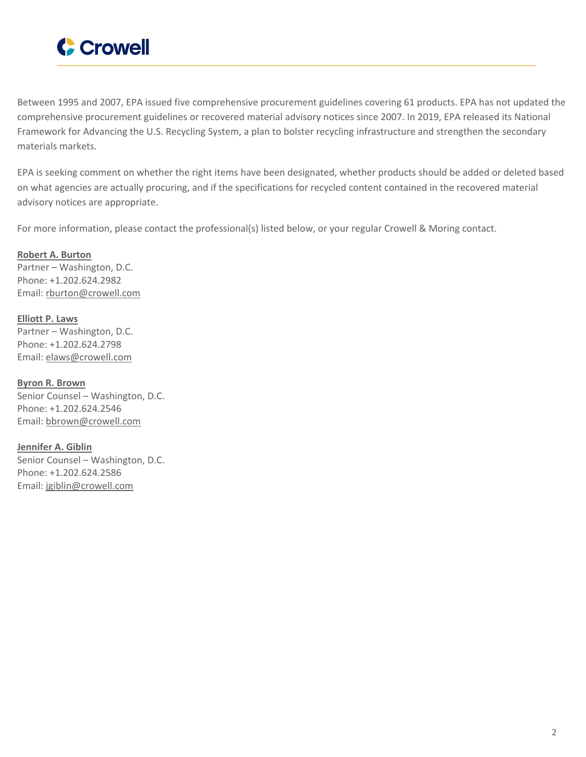Between 1995 and 2007, EPA issued five comprehensive procurement guidelines covering 61 products. EPA has not updated the comprehensive procurement guidelines or recovered material advisory notices since 2007. In 2019, EPA released its National Framework for Advancing the U.S. Recycling System, a plan to bolster recycling infrastructure and strengthen the secondary materials markets.

EPA is seeking comment on whether the right items have been designated, whether products should be added or deleted based on what agencies are actually procuring, and if the specifications for recycled content contained in the recovered material advisory notices are appropriate.

For more information, please contact the professional(s) listed below, or your regular Crowell & Moring contact.

**Robert A. Burton**
Partner – Washington, D.C.
Phone: +1.202.624.2982
Email: rburton@crowell.com

**Elliott P. Laws**
Partner – Washington, D.C.
Phone: +1.202.624.2798
Email: elaws@crowell.com

**Byron R. Brown**
Senior Counsel – Washington, D.C.
Phone: +1.202.624.2546
Email: bbrown@crowell.com

**Jennifer A. Giblin**
Senior Counsel – Washington, D.C.
Phone: +1.202.624.2586
Email: jgiblin@crowell.com